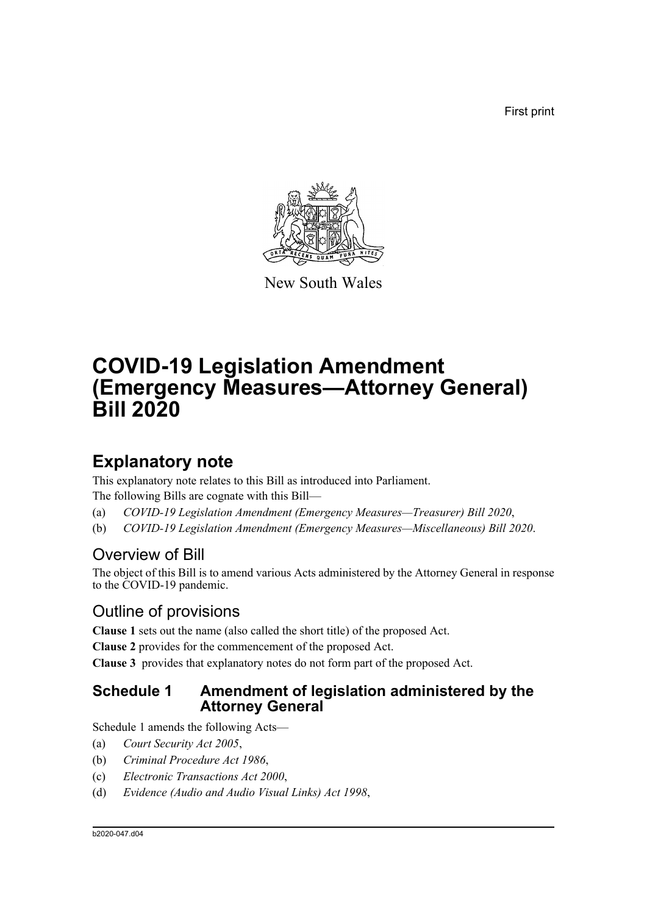First print

New South Wales

# COVID-19 Legislation Amendment (Emergency Measures—Attorney General) Bill 2020

## Explanatory note

This explanatory note relates to this Bill as introduced into Parliament.

The following Bills are cognate with this Bill—

(a) *COVID-19 Legislation Amendment (Emergency Measures—Treasurer) Bill 2020*,

(b) *COVID-19 Legislation Amendment (Emergency Measures—Miscellaneous) Bill 2020*.

### Overview of Bill

The object of this Bill is to amend various Acts administered by the Attorney General in response to the COVID-19 pandemic.

### Outline of provisions

**Clause 1** sets out the name (also called the short title) of the proposed Act.

**Clause 2** provides for the commencement of the proposed Act.

**Clause 3** provides that explanatory notes do not form part of the proposed Act.

#### Schedule 1 Amendment of legislation administered by the Attorney General

Schedule 1 amends the following Acts—

(a) *Court Security Act 2005*,

(b) *Criminal Procedure Act 1986*,

(c) *Electronic Transactions Act 2000*,

(d) *Evidence (Audio and Audio Visual Links) Act 1998*,

b2020-047.d04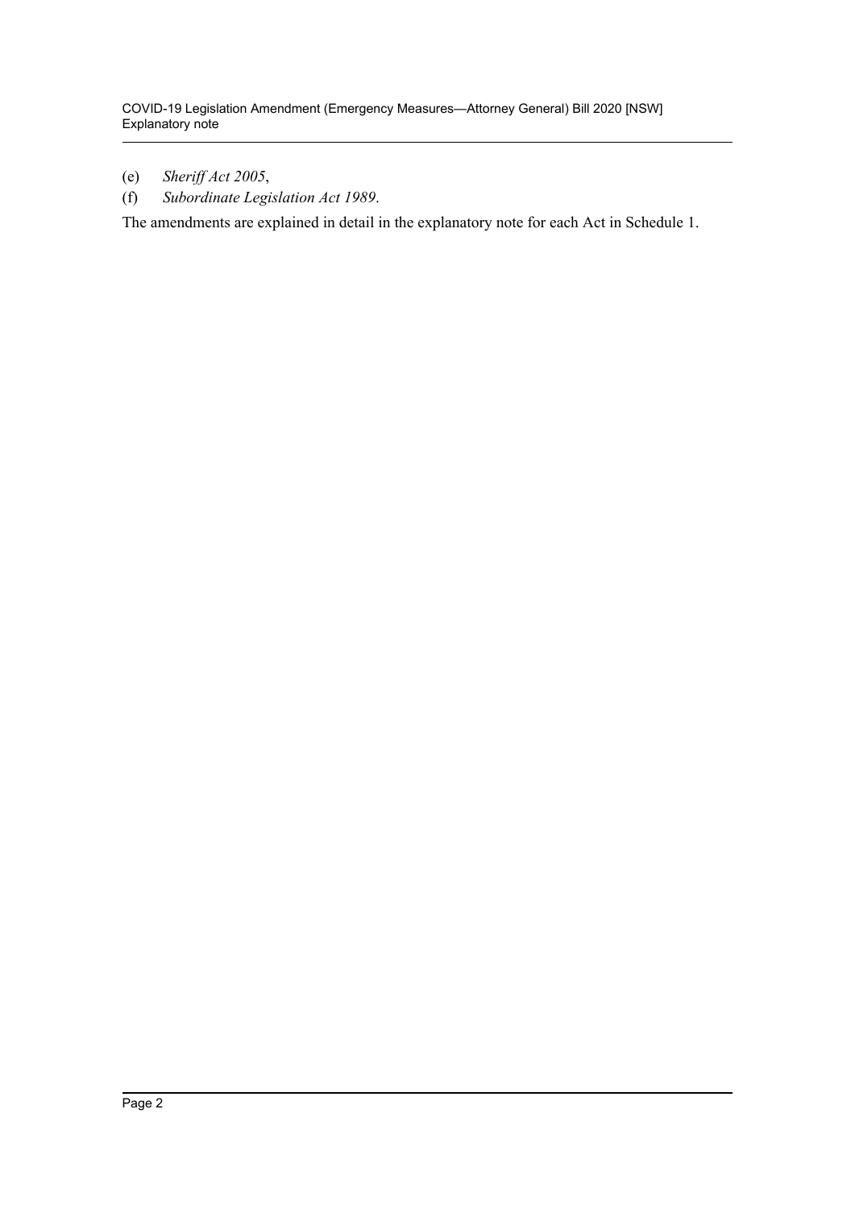(e) *Sheriff Act 2005*,

(f) *Subordinate Legislation Act 1989*.

The amendments are explained in detail in the explanatory note for each Act in Schedule 1.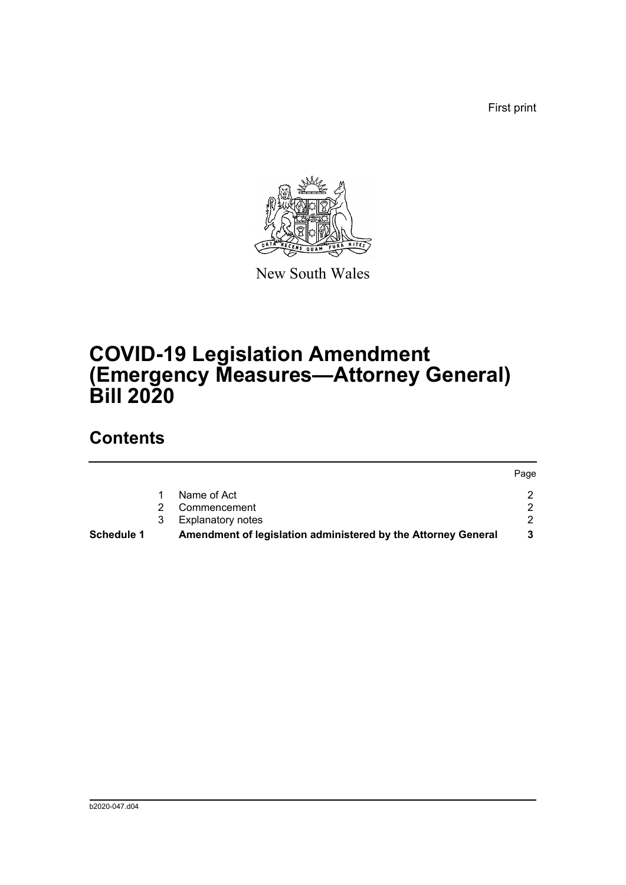First print

New South Wales

# COVID-19 Legislation Amendment (Emergency Measures—Attorney General) Bill 2020

## Contents

| | | | Page |
|---|---|---|---|
| | 1 | Name of Act | 2 |
| | 2 | Commencement | 2 |
| | 3 | Explanatory notes | 2 |
| **Schedule 1** | | **Amendment of legislation administered by the Attorney General** | **3** |

b2020-047.d04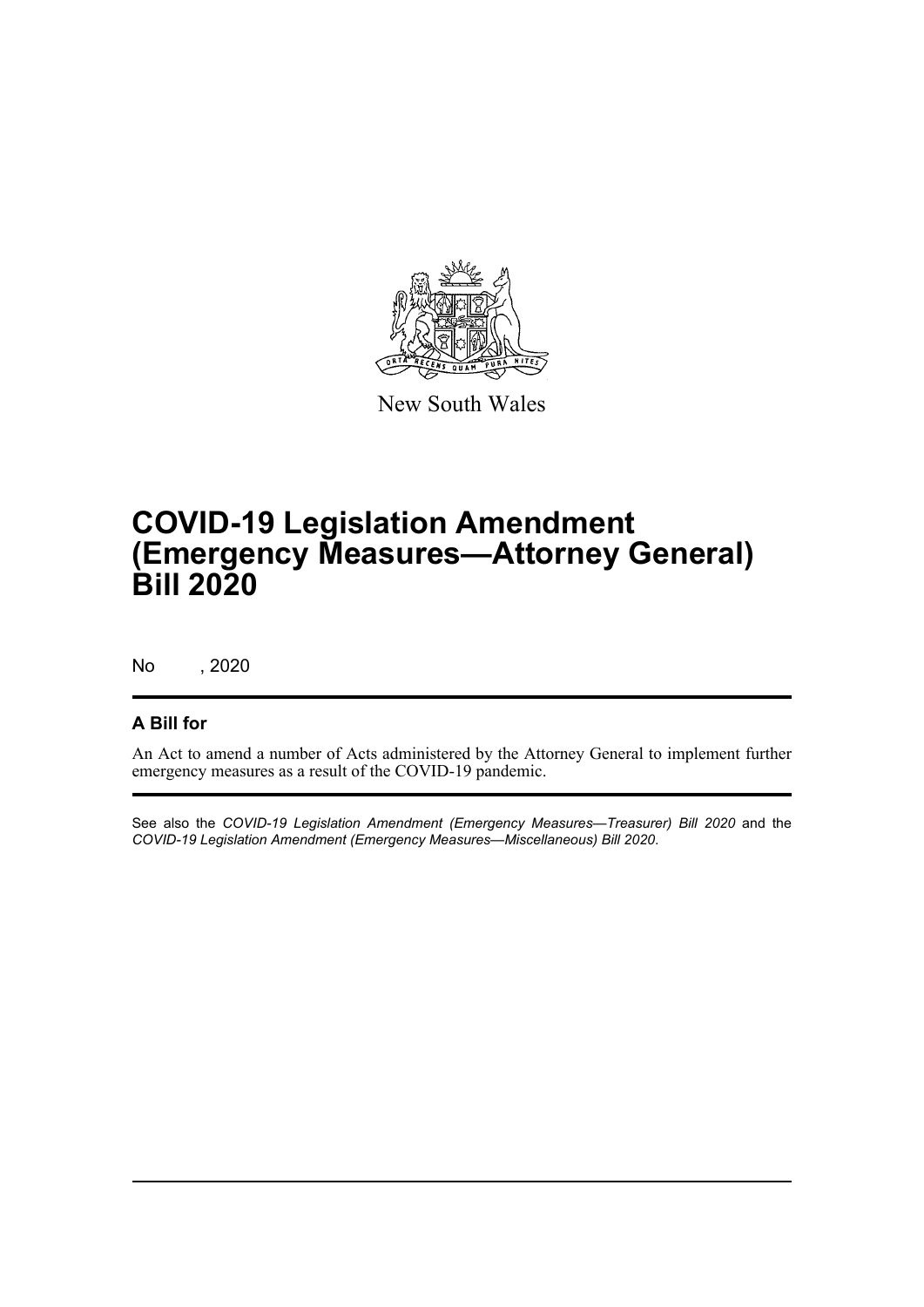New South Wales

# COVID-19 Legislation Amendment (Emergency Measures—Attorney General) Bill 2020

No , 2020

## A Bill for

An Act to amend a number of Acts administered by the Attorney General to implement further emergency measures as a result of the COVID-19 pandemic.

See also the *COVID-19 Legislation Amendment (Emergency Measures—Treasurer) Bill 2020* and the *COVID-19 Legislation Amendment (Emergency Measures—Miscellaneous) Bill 2020*.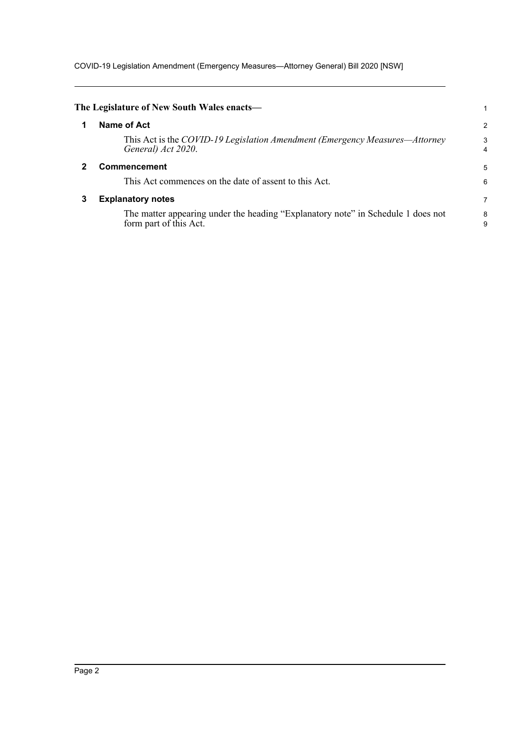**The Legislature of New South Wales enacts—**

## 1 Name of Act

This Act is the *COVID-19 Legislation Amendment (Emergency Measures—Attorney General) Act 2020*.

## 2 Commencement

This Act commences on the date of assent to this Act.

## 3 Explanatory notes

The matter appearing under the heading "Explanatory note" in Schedule 1 does not form part of this Act.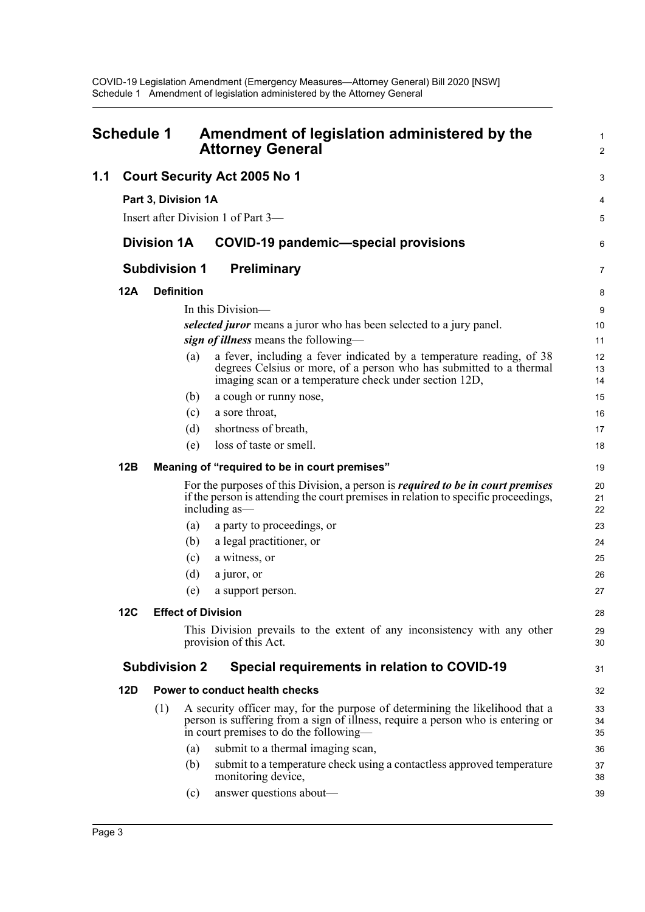# Schedule 1 Amendment of legislation administered by the Attorney General

## 1.1 Court Security Act 2005 No 1

**Part 3, Division 1A**

Insert after Division 1 of Part 3—

### Division 1A COVID-19 pandemic—special provisions

### Subdivision 1 Preliminary

**12A Definition**

In this Division—

***selected juror*** means a juror who has been selected to a jury panel.

***sign of illness*** means the following—

(a) a fever, including a fever indicated by a temperature reading, of 38 degrees Celsius or more, of a person who has submitted to a thermal imaging scan or a temperature check under section 12D,

(b) a cough or runny nose,

(c) a sore throat,

(d) shortness of breath,

(e) loss of taste or smell.

**12B Meaning of "required to be in court premises"**

For the purposes of this Division, a person is ***required to be in court premises*** if the person is attending the court premises in relation to specific proceedings, including as—

(a) a party to proceedings, or

(b) a legal practitioner, or

(c) a witness, or

(d) a juror, or

(e) a support person.

**12C Effect of Division**

This Division prevails to the extent of any inconsistency with any other provision of this Act.

### Subdivision 2 Special requirements in relation to COVID-19

**12D Power to conduct health checks**

(1) A security officer may, for the purpose of determining the likelihood that a person is suffering from a sign of illness, require a person who is entering or in court premises to do the following—

(a) submit to a thermal imaging scan,

(b) submit to a temperature check using a contactless approved temperature monitoring device,

(c) answer questions about—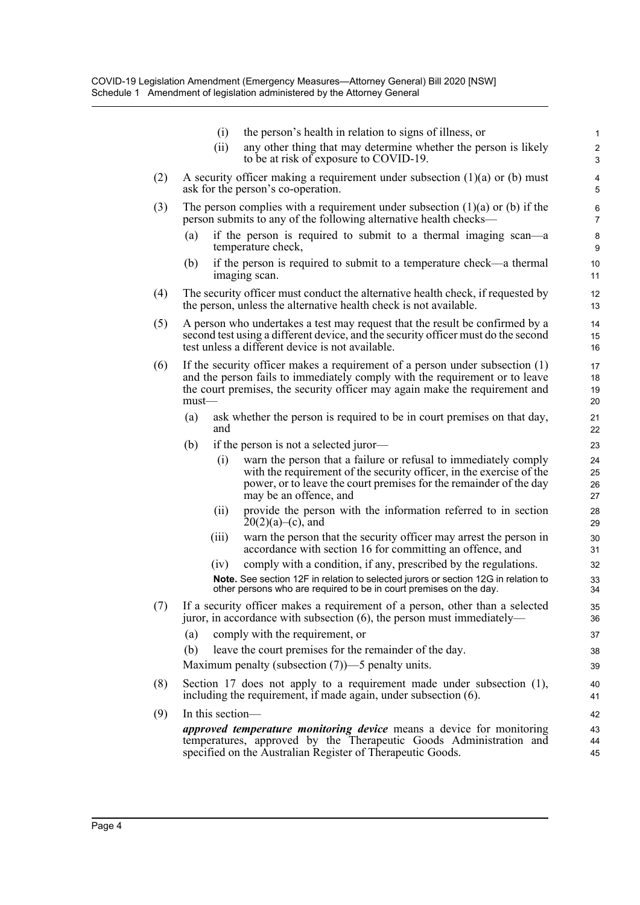(i) the person's health in relation to signs of illness, or

(ii) any other thing that may determine whether the person is likely to be at risk of exposure to COVID-19.

(2) A security officer making a requirement under subsection (1)(a) or (b) must ask for the person's co-operation.

(3) The person complies with a requirement under subsection (1)(a) or (b) if the person submits to any of the following alternative health checks—

(a) if the person is required to submit to a thermal imaging scan—a temperature check,

(b) if the person is required to submit to a temperature check—a thermal imaging scan.

(4) The security officer must conduct the alternative health check, if requested by the person, unless the alternative health check is not available.

(5) A person who undertakes a test may request that the result be confirmed by a second test using a different device, and the security officer must do the second test unless a different device is not available.

(6) If the security officer makes a requirement of a person under subsection (1) and the person fails to immediately comply with the requirement or to leave the court premises, the security officer may again make the requirement and must—

(a) ask whether the person is required to be in court premises on that day, and

(b) if the person is not a selected juror—

(i) warn the person that a failure or refusal to immediately comply with the requirement of the security officer, in the exercise of the power, or to leave the court premises for the remainder of the day may be an offence, and

(ii) provide the person with the information referred to in section 20(2)(a)–(c), and

(iii) warn the person that the security officer may arrest the person in accordance with section 16 for committing an offence, and

(iv) comply with a condition, if any, prescribed by the regulations.

**Note.** See section 12F in relation to selected jurors or section 12G in relation to other persons who are required to be in court premises on the day.

(7) If a security officer makes a requirement of a person, other than a selected juror, in accordance with subsection (6), the person must immediately—

(a) comply with the requirement, or

(b) leave the court premises for the remainder of the day.

Maximum penalty (subsection (7))—5 penalty units.

(8) Section 17 does not apply to a requirement made under subsection (1), including the requirement, if made again, under subsection (6).

(9) In this section—

***approved temperature monitoring device*** means a device for monitoring temperatures, approved by the Therapeutic Goods Administration and specified on the Australian Register of Therapeutic Goods.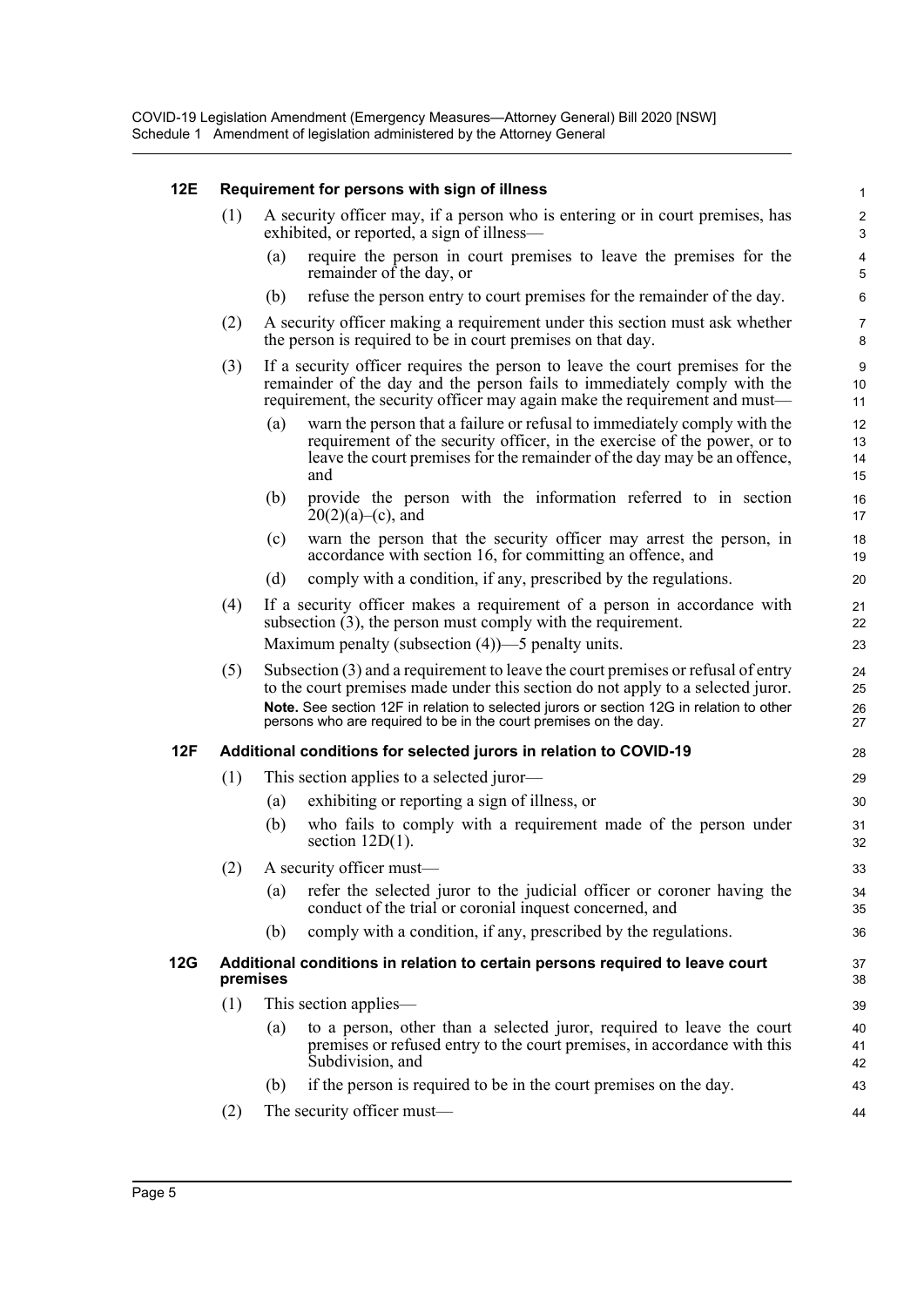### 12E Requirement for persons with sign of illness

(1) A security officer may, if a person who is entering or in court premises, has exhibited, or reported, a sign of illness—

(a) require the person in court premises to leave the premises for the remainder of the day, or

(b) refuse the person entry to court premises for the remainder of the day.

(2) A security officer making a requirement under this section must ask whether the person is required to be in court premises on that day.

(3) If a security officer requires the person to leave the court premises for the remainder of the day and the person fails to immediately comply with the requirement, the security officer may again make the requirement and must—

(a) warn the person that a failure or refusal to immediately comply with the requirement of the security officer, in the exercise of the power, or to leave the court premises for the remainder of the day may be an offence, and

(b) provide the person with the information referred to in section 20(2)(a)–(c), and

(c) warn the person that the security officer may arrest the person, in accordance with section 16, for committing an offence, and

(d) comply with a condition, if any, prescribed by the regulations.

(4) If a security officer makes a requirement of a person in accordance with subsection (3), the person must comply with the requirement.

Maximum penalty (subsection (4))—5 penalty units.

(5) Subsection (3) and a requirement to leave the court premises or refusal of entry to the court premises made under this section do not apply to a selected juror.

**Note.** See section 12F in relation to selected jurors or section 12G in relation to other persons who are required to be in the court premises on the day.

### 12F Additional conditions for selected jurors in relation to COVID-19

(1) This section applies to a selected juror—

(a) exhibiting or reporting a sign of illness, or

(b) who fails to comply with a requirement made of the person under section 12D(1).

(2) A security officer must—

(a) refer the selected juror to the judicial officer or coroner having the conduct of the trial or coronial inquest concerned, and

(b) comply with a condition, if any, prescribed by the regulations.

### 12G Additional conditions in relation to certain persons required to leave court premises

(1) This section applies—

(a) to a person, other than a selected juror, required to leave the court premises or refused entry to the court premises, in accordance with this Subdivision, and

(b) if the person is required to be in the court premises on the day.

(2) The security officer must—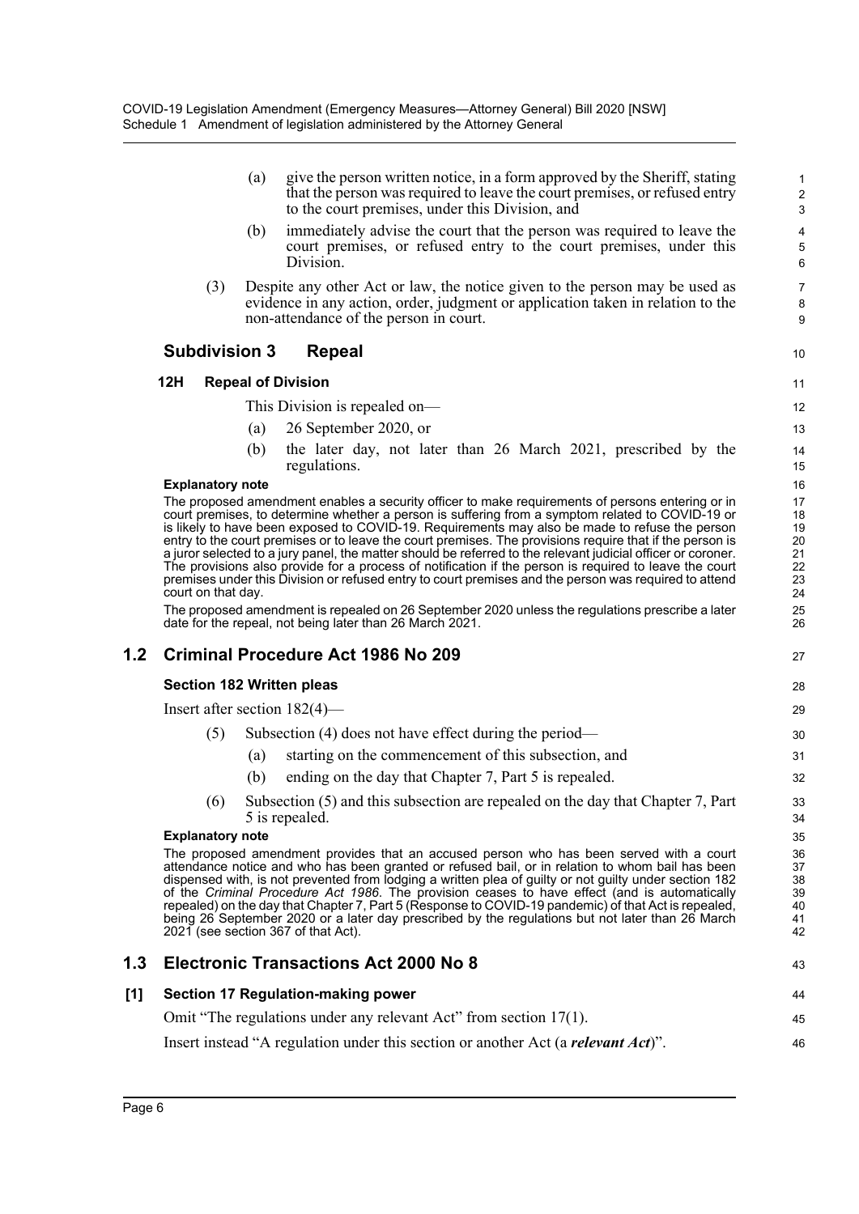(a) give the person written notice, in a form approved by the Sheriff, stating that the person was required to leave the court premises, or refused entry to the court premises, under this Division, and

(b) immediately advise the court that the person was required to leave the court premises, or refused entry to the court premises, under this Division.

(3) Despite any other Act or law, the notice given to the person may be used as evidence in any action, order, judgment or application taken in relation to the non-attendance of the person in court.

### Subdivision 3 Repeal

#### 12H Repeal of Division

This Division is repealed on—

(a) 26 September 2020, or

(b) the later day, not later than 26 March 2021, prescribed by the regulations.

**Explanatory note**

The proposed amendment enables a security officer to make requirements of persons entering or in court premises, to determine whether a person is suffering from a symptom related to COVID-19 or is likely to have been exposed to COVID-19. Requirements may also be made to refuse the person entry to the court premises or to leave the court premises. The provisions require that if the person is a juror selected to a jury panel, the matter should be referred to the relevant judicial officer or coroner. The provisions also provide for a process of notification if the person is required to leave the court premises under this Division or refused entry to court premises and the person was required to attend court on that day.

The proposed amendment is repealed on 26 September 2020 unless the regulations prescribe a later date for the repeal, not being later than 26 March 2021.

## 1.2 Criminal Procedure Act 1986 No 209

**Section 182 Written pleas**

Insert after section 182(4)—

(5) Subsection (4) does not have effect during the period—

(a) starting on the commencement of this subsection, and

(b) ending on the day that Chapter 7, Part 5 is repealed.

(6) Subsection (5) and this subsection are repealed on the day that Chapter 7, Part 5 is repealed.

**Explanatory note**

The proposed amendment provides that an accused person who has been served with a court attendance notice and who has been granted or refused bail, or in relation to whom bail has been dispensed with, is not prevented from lodging a written plea of guilty or not guilty under section 182 of the *Criminal Procedure Act 1986*. The provision ceases to have effect (and is automatically repealed) on the day that Chapter 7, Part 5 (Response to COVID-19 pandemic) of that Act is repealed, being 26 September 2020 or a later day prescribed by the regulations but not later than 26 March 2021 (see section 367 of that Act).

## 1.3 Electronic Transactions Act 2000 No 8

**[1] Section 17 Regulation-making power**

Omit "The regulations under any relevant Act" from section 17(1).

Insert instead "A regulation under this section or another Act (a ***relevant Act***)".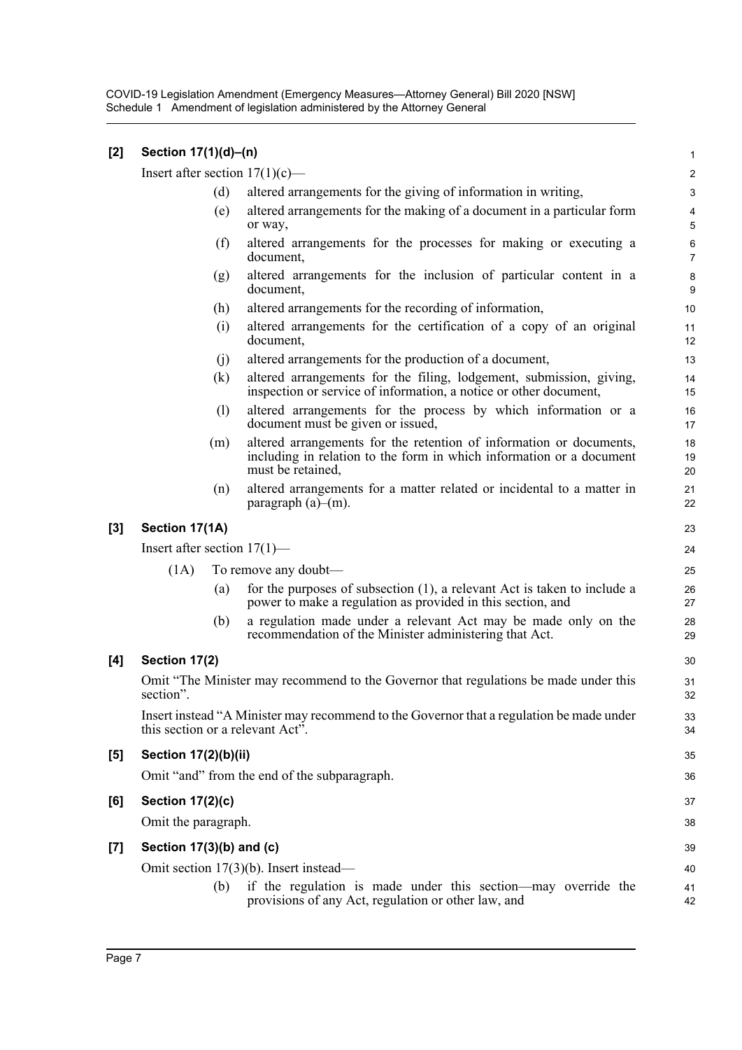**[2] Section 17(1)(d)–(n)**

Insert after section 17(1)(c)—

- (d) altered arrangements for the giving of information in writing,
- (e) altered arrangements for the making of a document in a particular form or way,
- (f) altered arrangements for the processes for making or executing a document,
- (g) altered arrangements for the inclusion of particular content in a document,
- (h) altered arrangements for the recording of information,
- (i) altered arrangements for the certification of a copy of an original document,
- (j) altered arrangements for the production of a document,
- (k) altered arrangements for the filing, lodgement, submission, giving, inspection or service of information, a notice or other document,
- (l) altered arrangements for the process by which information or a document must be given or issued,
- (m) altered arrangements for the retention of information or documents, including in relation to the form in which information or a document must be retained,
- (n) altered arrangements for a matter related or incidental to a matter in paragraph (a)–(m).

**[3] Section 17(1A)**

Insert after section 17(1)—

(1A) To remove any doubt—

- (a) for the purposes of subsection (1), a relevant Act is taken to include a power to make a regulation as provided in this section, and
- (b) a regulation made under a relevant Act may be made only on the recommendation of the Minister administering that Act.

**[4] Section 17(2)**

Omit "The Minister may recommend to the Governor that regulations be made under this section".

Insert instead "A Minister may recommend to the Governor that a regulation be made under this section or a relevant Act".

**[5] Section 17(2)(b)(ii)**

Omit "and" from the end of the subparagraph.

**[6] Section 17(2)(c)**

Omit the paragraph.

**[7] Section 17(3)(b) and (c)**

Omit section 17(3)(b). Insert instead—

- (b) if the regulation is made under this section—may override the provisions of any Act, regulation or other law, and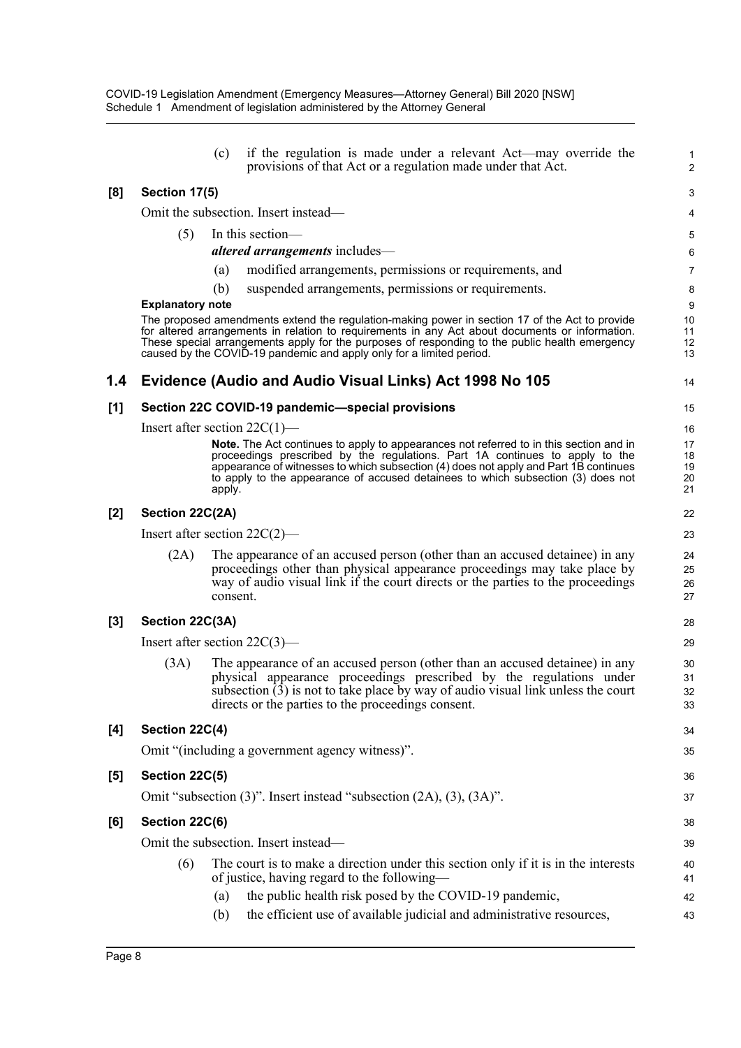(c) if the regulation is made under a relevant Act—may override the provisions of that Act or a regulation made under that Act.

**[8] Section 17(5)**

Omit the subsection. Insert instead—

(5) In this section—

***altered arrangements*** includes—

(a) modified arrangements, permissions or requirements, and

(b) suspended arrangements, permissions or requirements.

**Explanatory note**

The proposed amendments extend the regulation-making power in section 17 of the Act to provide for altered arrangements in relation to requirements in any Act about documents or information. These special arrangements apply for the purposes of responding to the public health emergency caused by the COVID-19 pandemic and apply only for a limited period.

## 1.4 Evidence (Audio and Audio Visual Links) Act 1998 No 105

**[1] Section 22C COVID-19 pandemic—special provisions**

Insert after section 22C(1)—

**Note.** The Act continues to apply to appearances not referred to in this section and in proceedings prescribed by the regulations. Part 1A continues to apply to the appearance of witnesses to which subsection (4) does not apply and Part 1B continues to apply to the appearance of accused detainees to which subsection (3) does not apply.

**[2] Section 22C(2A)**

Insert after section 22C(2)—

(2A) The appearance of an accused person (other than an accused detainee) in any proceedings other than physical appearance proceedings may take place by way of audio visual link if the court directs or the parties to the proceedings consent.

**[3] Section 22C(3A)**

Insert after section 22C(3)—

(3A) The appearance of an accused person (other than an accused detainee) in any physical appearance proceedings prescribed by the regulations under subsection (3) is not to take place by way of audio visual link unless the court directs or the parties to the proceedings consent.

**[4] Section 22C(4)**

Omit "(including a government agency witness)".

**[5] Section 22C(5)**

Omit "subsection (3)". Insert instead "subsection (2A), (3), (3A)".

**[6] Section 22C(6)**

Omit the subsection. Insert instead—

(6) The court is to make a direction under this section only if it is in the interests of justice, having regard to the following—

(a) the public health risk posed by the COVID-19 pandemic,

(b) the efficient use of available judicial and administrative resources,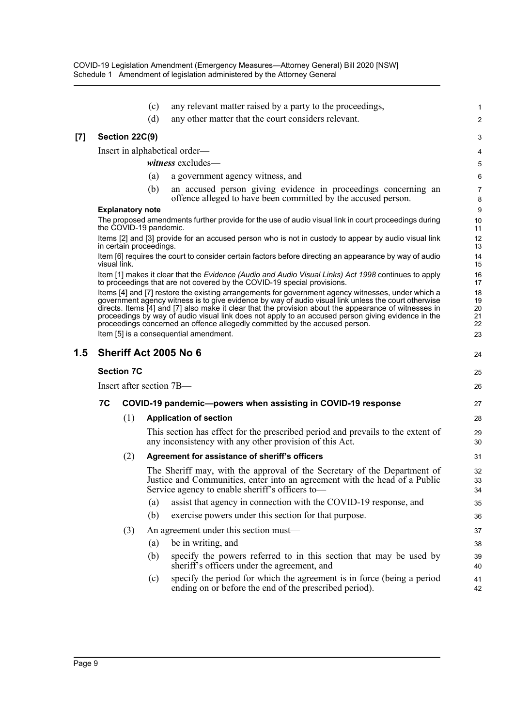(c) any relevant matter raised by a party to the proceedings,

(d) any other matter that the court considers relevant.

**[7] Section 22C(9)**

Insert in alphabetical order—

***witness*** excludes—

(a) a government agency witness, and

(b) an accused person giving evidence in proceedings concerning an offence alleged to have been committed by the accused person.

**Explanatory note**

The proposed amendments further provide for the use of audio visual link in court proceedings during the COVID-19 pandemic.

Items [2] and [3] provide for an accused person who is not in custody to appear by audio visual link in certain proceedings.

Item [6] requires the court to consider certain factors before directing an appearance by way of audio visual link.

Item [1] makes it clear that the *Evidence (Audio and Audio Visual Links) Act 1998* continues to apply to proceedings that are not covered by the COVID-19 special provisions.

Items [4] and [7] restore the existing arrangements for government agency witnesses, under which a government agency witness is to give evidence by way of audio visual link unless the court otherwise directs. Items [4] and [7] also make it clear that the provision about the appearance of witnesses in proceedings by way of audio visual link does not apply to an accused person giving evidence in the proceedings concerned an offence allegedly committed by the accused person.

Item [5] is a consequential amendment.

## 1.5 Sheriff Act 2005 No 6

### Section 7C

Insert after section 7B—

#### 7C COVID-19 pandemic—powers when assisting in COVID-19 response

(1) **Application of section**

This section has effect for the prescribed period and prevails to the extent of any inconsistency with any other provision of this Act.

(2) **Agreement for assistance of sheriff's officers**

The Sheriff may, with the approval of the Secretary of the Department of Justice and Communities, enter into an agreement with the head of a Public Service agency to enable sheriff's officers to—

(a) assist that agency in connection with the COVID-19 response, and

(b) exercise powers under this section for that purpose.

(3) An agreement under this section must—

(a) be in writing, and

(b) specify the powers referred to in this section that may be used by sheriff's officers under the agreement, and

(c) specify the period for which the agreement is in force (being a period ending on or before the end of the prescribed period).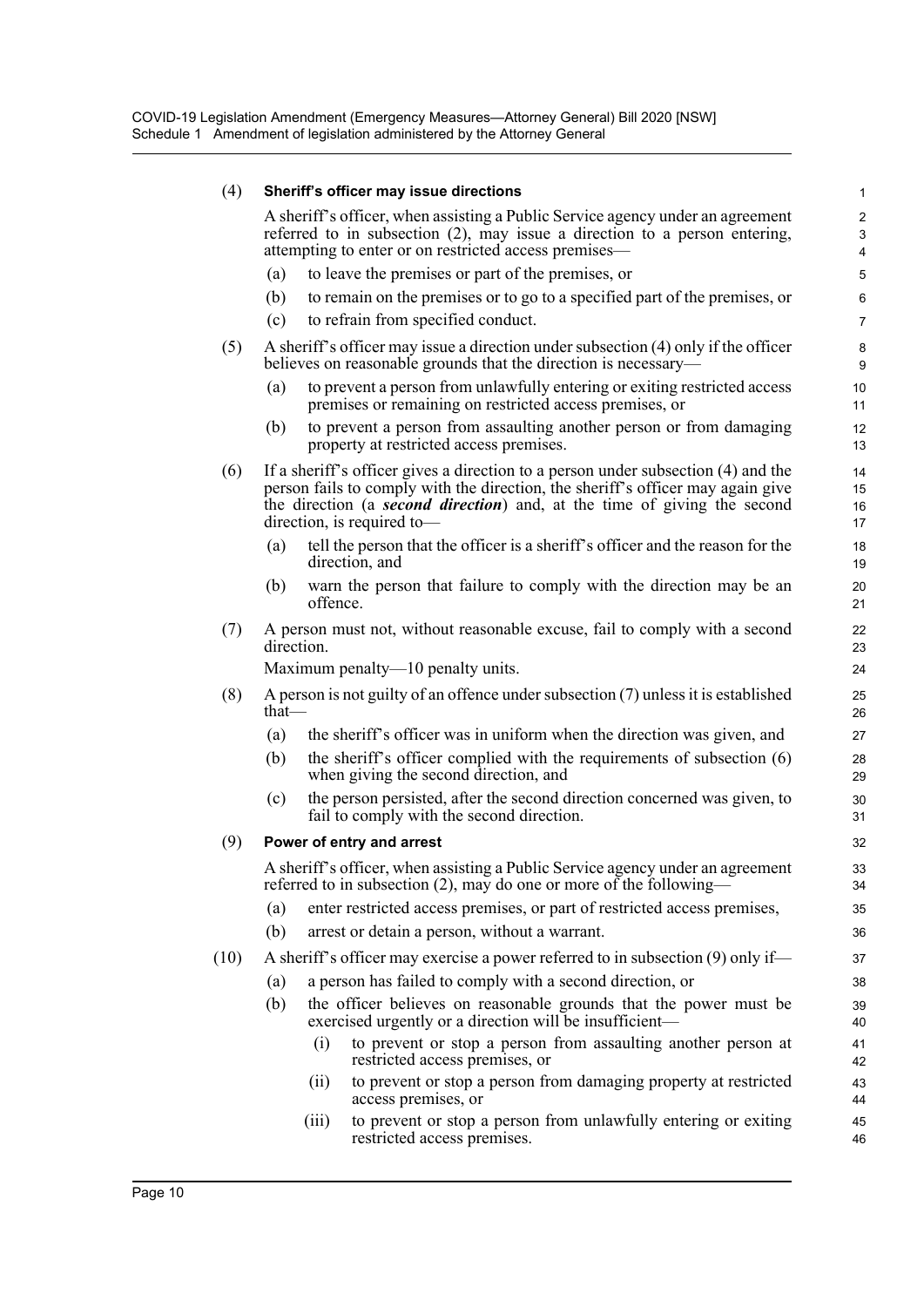(4) **Sheriff's officer may issue directions**

A sheriff's officer, when assisting a Public Service agency under an agreement referred to in subsection (2), may issue a direction to a person entering, attempting to enter or on restricted access premises—

(a) to leave the premises or part of the premises, or

(b) to remain on the premises or to go to a specified part of the premises, or

(c) to refrain from specified conduct.

(5) A sheriff's officer may issue a direction under subsection (4) only if the officer believes on reasonable grounds that the direction is necessary—

(a) to prevent a person from unlawfully entering or exiting restricted access premises or remaining on restricted access premises, or

(b) to prevent a person from assaulting another person or from damaging property at restricted access premises.

(6) If a sheriff's officer gives a direction to a person under subsection (4) and the person fails to comply with the direction, the sheriff's officer may again give the direction (a ***second direction***) and, at the time of giving the second direction, is required to—

(a) tell the person that the officer is a sheriff's officer and the reason for the direction, and

(b) warn the person that failure to comply with the direction may be an offence.

(7) A person must not, without reasonable excuse, fail to comply with a second direction.

Maximum penalty—10 penalty units.

(8) A person is not guilty of an offence under subsection (7) unless it is established that—

(a) the sheriff's officer was in uniform when the direction was given, and

(b) the sheriff's officer complied with the requirements of subsection (6) when giving the second direction, and

(c) the person persisted, after the second direction concerned was given, to fail to comply with the second direction.

(9) **Power of entry and arrest**

A sheriff's officer, when assisting a Public Service agency under an agreement referred to in subsection (2), may do one or more of the following—

(a) enter restricted access premises, or part of restricted access premises,

(b) arrest or detain a person, without a warrant.

(10) A sheriff's officer may exercise a power referred to in subsection (9) only if—

(a) a person has failed to comply with a second direction, or

(b) the officer believes on reasonable grounds that the power must be exercised urgently or a direction will be insufficient—

(i) to prevent or stop a person from assaulting another person at restricted access premises, or

(ii) to prevent or stop a person from damaging property at restricted access premises, or

(iii) to prevent or stop a person from unlawfully entering or exiting restricted access premises.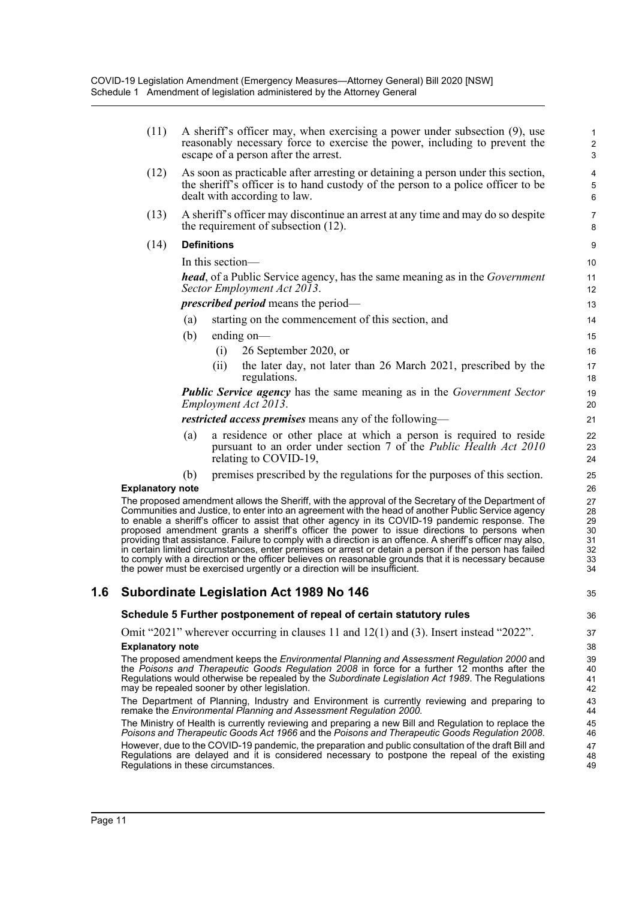(11) A sheriff's officer may, when exercising a power under subsection (9), use reasonably necessary force to exercise the power, including to prevent the escape of a person after the arrest.

(12) As soon as practicable after arresting or detaining a person under this section, the sheriff's officer is to hand custody of the person to a police officer to be dealt with according to law.

(13) A sheriff's officer may discontinue an arrest at any time and may do so despite the requirement of subsection (12).

(14) **Definitions**

In this section—

***head***, of a Public Service agency, has the same meaning as in the *Government Sector Employment Act 2013*.

***prescribed period*** means the period—

(a) starting on the commencement of this section, and

(b) ending on—

(i) 26 September 2020, or

(ii) the later day, not later than 26 March 2021, prescribed by the regulations.

***Public Service agency*** has the same meaning as in the *Government Sector Employment Act 2013*.

***restricted access premises*** means any of the following—

(a) a residence or other place at which a person is required to reside pursuant to an order under section 7 of the *Public Health Act 2010* relating to COVID-19,

(b) premises prescribed by the regulations for the purposes of this section.

**Explanatory note**

The proposed amendment allows the Sheriff, with the approval of the Secretary of the Department of Communities and Justice, to enter into an agreement with the head of another Public Service agency to enable a sheriff's officer to assist that other agency in its COVID-19 pandemic response. The proposed amendment grants a sheriff's officer the power to issue directions to persons when providing that assistance. Failure to comply with a direction is an offence. A sheriff's officer may also, in certain limited circumstances, enter premises or arrest or detain a person if the person has failed to comply with a direction or the officer believes on reasonable grounds that it is necessary because the power must be exercised urgently or a direction will be insufficient.

## 1.6 Subordinate Legislation Act 1989 No 146

### Schedule 5 Further postponement of repeal of certain statutory rules

Omit "2021" wherever occurring in clauses 11 and 12(1) and (3). Insert instead "2022".

**Explanatory note**

The proposed amendment keeps the *Environmental Planning and Assessment Regulation 2000* and the *Poisons and Therapeutic Goods Regulation 2008* in force for a further 12 months after the Regulations would otherwise be repealed by the *Subordinate Legislation Act 1989*. The Regulations may be repealed sooner by other legislation.

The Department of Planning, Industry and Environment is currently reviewing and preparing to remake the *Environmental Planning and Assessment Regulation 2000*.

The Ministry of Health is currently reviewing and preparing a new Bill and Regulation to replace the *Poisons and Therapeutic Goods Act 1966* and the *Poisons and Therapeutic Goods Regulation 2008*.

However, due to the COVID-19 pandemic, the preparation and public consultation of the draft Bill and Regulations are delayed and it is considered necessary to postpone the repeal of the existing Regulations in these circumstances.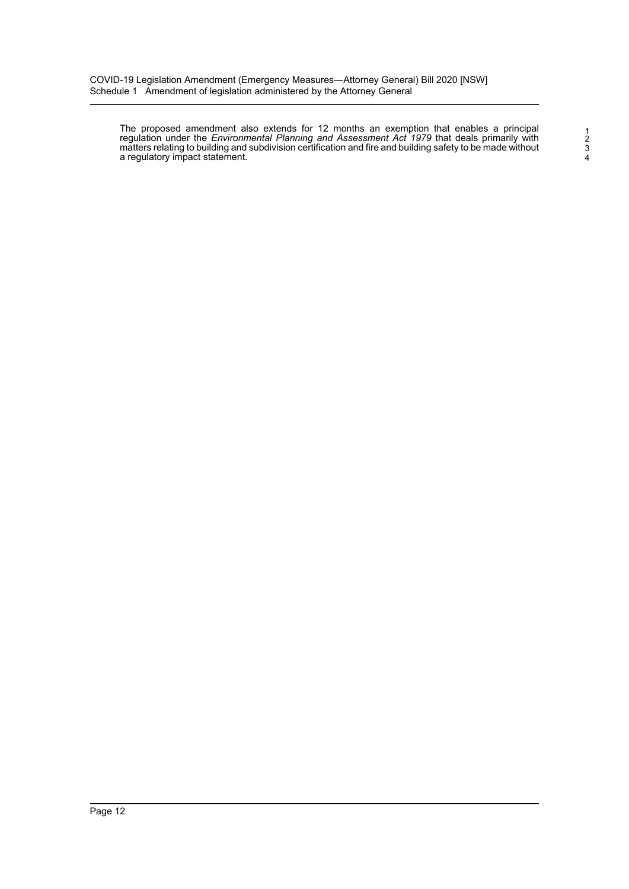The proposed amendment also extends for 12 months an exemption that enables a principal regulation under the *Environmental Planning and Assessment Act 1979* that deals primarily with matters relating to building and subdivision certification and fire and building safety to be made without a regulatory impact statement.